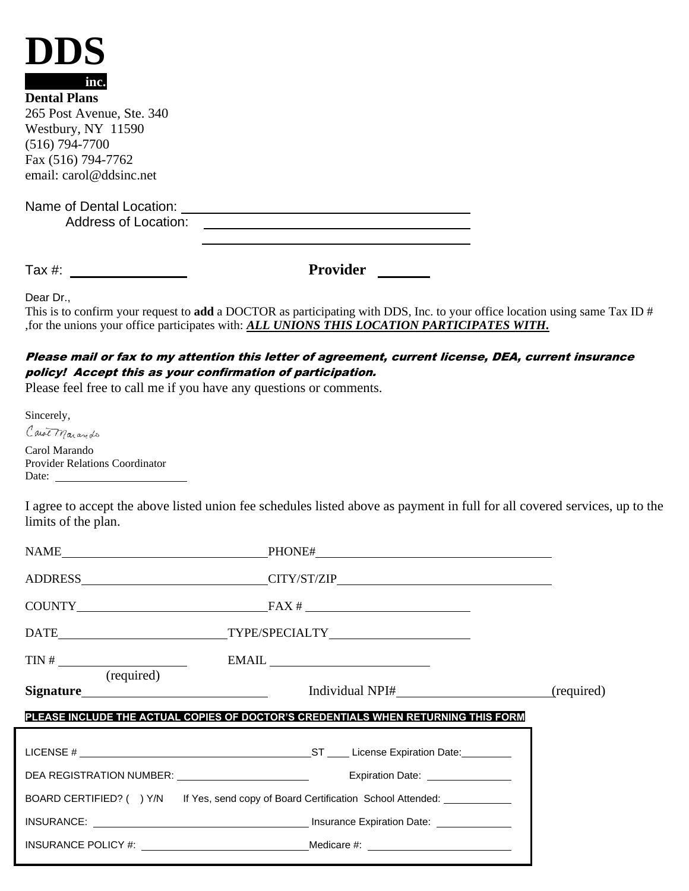# DDS

**inc.**

**Dental Plans**
265 Post Avenue, Ste. 340
Westbury, NY 11590
(516) 794-7700
Fax (516) 794-7762
email: carol@ddsinc.net

Name of Dental Location: ______________________________

Address of Location: ______________________________

______________________________

Tax #: ______________ **Provider** ______

Dear Dr.,

This is to confirm your request to **add** a DOCTOR as participating with DDS, Inc. to your office location using same Tax ID # ,for the unions your office participates with: ***ALL UNIONS THIS LOCATION PARTICIPATES WITH.***

***Please mail or fax to my attention this letter of agreement, current license, DEA, current insurance policy! Accept this as your confirmation of participation.***

Please feel free to call me if you have any questions or comments.

Sincerely,

Carol Marando

Carol Marando
Provider Relations Coordinator
Date: ______________________

I agree to accept the above listed union fee schedules listed above as payment in full for all covered services, up to the limits of the plan.

NAME______________________________ PHONE#______________________________

ADDRESS______________________________ CITY/ST/ZIP______________________________

COUNTY______________________________ FAX # ______________________________

DATE______________________________ TYPE/SPECIALTY______________________________

TIN # ______________________ EMAIL ______________________________
(required)

**Signature**______________________________ Individual NPI#______________________(required)

**PLEASE INCLUDE THE ACTUAL COPIES OF DOCTOR'S CREDENTIALS WHEN RETURNING THIS FORM**

LICENSE # ______________________________ ST ____ License Expiration Date:__________

DEA REGISTRATION NUMBER: ______________________ Expiration Date: ______________

BOARD CERTIFIED? ( ) Y/N If Yes, send copy of Board Certification School Attended: ____________

INSURANCE: ______________________________ Insurance Expiration Date: ____________

INSURANCE POLICY #: ______________________________ Medicare #: ______________________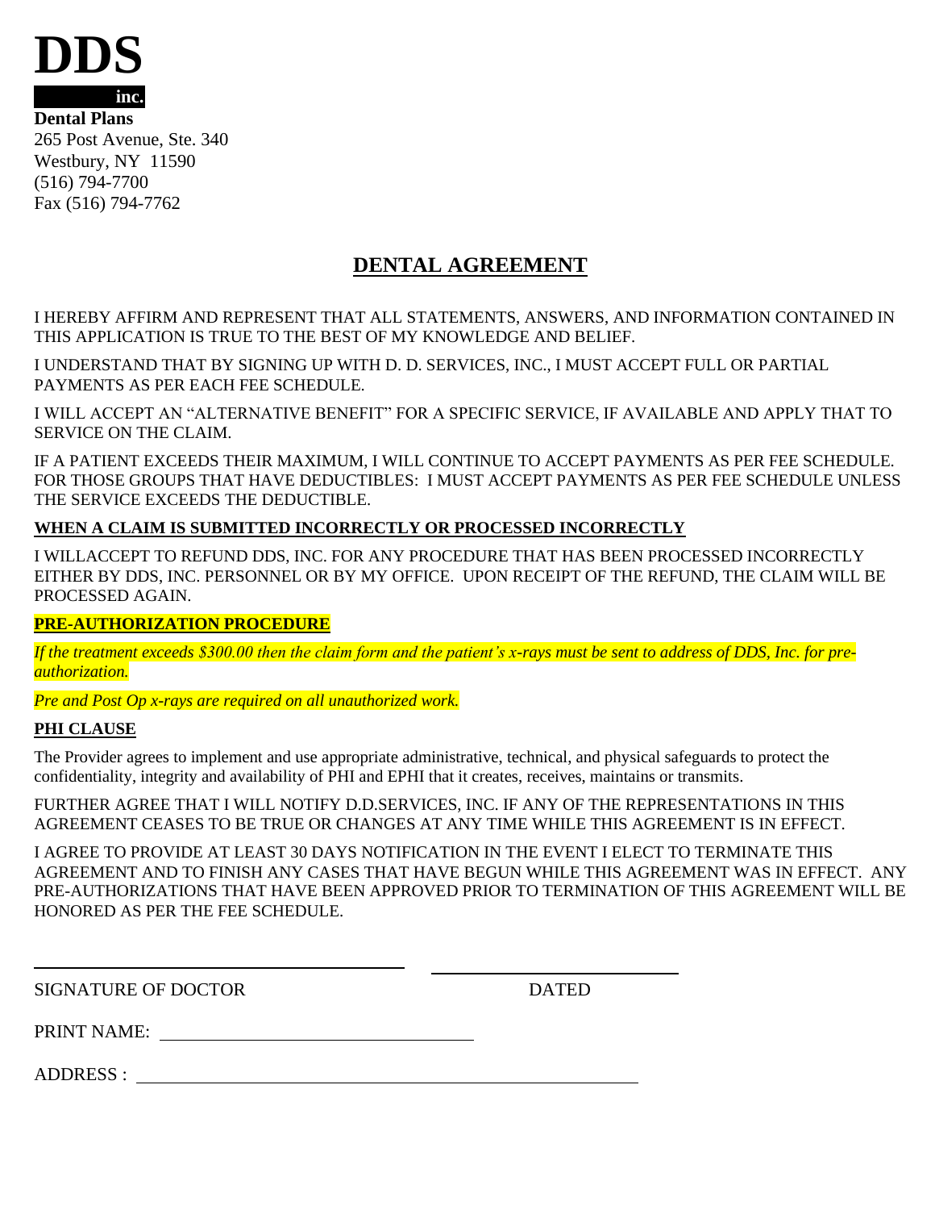# DDS

**inc.**

**Dental Plans**
265 Post Avenue, Ste. 340
Westbury, NY 11590
(516) 794-7700
Fax (516) 794-7762

## DENTAL AGREEMENT

I HEREBY AFFIRM AND REPRESENT THAT ALL STATEMENTS, ANSWERS, AND INFORMATION CONTAINED IN THIS APPLICATION IS TRUE TO THE BEST OF MY KNOWLEDGE AND BELIEF.

I UNDERSTAND THAT BY SIGNING UP WITH D. D. SERVICES, INC., I MUST ACCEPT FULL OR PARTIAL PAYMENTS AS PER EACH FEE SCHEDULE.

I WILL ACCEPT AN "ALTERNATIVE BENEFIT" FOR A SPECIFIC SERVICE, IF AVAILABLE AND APPLY THAT TO SERVICE ON THE CLAIM.

IF A PATIENT EXCEEDS THEIR MAXIMUM, I WILL CONTINUE TO ACCEPT PAYMENTS AS PER FEE SCHEDULE. FOR THOSE GROUPS THAT HAVE DEDUCTIBLES: I MUST ACCEPT PAYMENTS AS PER FEE SCHEDULE UNLESS THE SERVICE EXCEEDS THE DEDUCTIBLE.

**WHEN A CLAIM IS SUBMITTED INCORRECTLY OR PROCESSED INCORRECTLY**

I WILLACCEPT TO REFUND DDS, INC. FOR ANY PROCEDURE THAT HAS BEEN PROCESSED INCORRECTLY EITHER BY DDS, INC. PERSONNEL OR BY MY OFFICE. UPON RECEIPT OF THE REFUND, THE CLAIM WILL BE PROCESSED AGAIN.

**PRE-AUTHORIZATION PROCEDURE**

*If the treatment exceeds $300.00 then the claim form and the patient's x-rays must be sent to address of DDS, Inc. for pre-authorization.*

*Pre and Post Op x-rays are required on all unauthorized work.*

**PHI CLAUSE**

The Provider agrees to implement and use appropriate administrative, technical, and physical safeguards to protect the confidentiality, integrity and availability of PHI and EPHI that it creates, receives, maintains or transmits.

FURTHER AGREE THAT I WILL NOTIFY D.D.SERVICES, INC. IF ANY OF THE REPRESENTATIONS IN THIS AGREEMENT CEASES TO BE TRUE OR CHANGES AT ANY TIME WHILE THIS AGREEMENT IS IN EFFECT.

I AGREE TO PROVIDE AT LEAST 30 DAYS NOTIFICATION IN THE EVENT I ELECT TO TERMINATE THIS AGREEMENT AND TO FINISH ANY CASES THAT HAVE BEGUN WHILE THIS AGREEMENT WAS IN EFFECT. ANY PRE-AUTHORIZATIONS THAT HAVE BEEN APPROVED PRIOR TO TERMINATION OF THIS AGREEMENT WILL BE HONORED AS PER THE FEE SCHEDULE.

______________________________ ______________________

SIGNATURE OF DOCTOR DATED

PRINT NAME: ______________________________

ADDRESS : ________________________________________________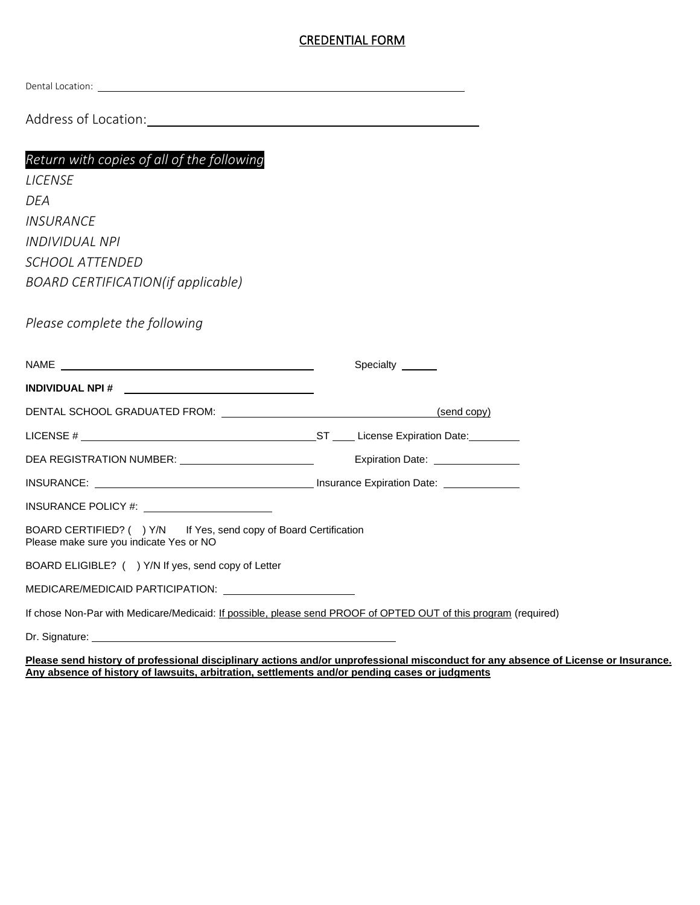# CREDENTIAL FORM

Dental Location: ______________________________________________

Address of Location: ______________________________________________

*Return with copies of all of the following*

*LICENSE*

*DEA*

*INSURANCE*

*INDIVIDUAL NPI*

*SCHOOL ATTENDED*

*BOARD CERTIFICATION(if applicable)*

*Please complete the following*

NAME ______________________________ Specialty ______

**INDIVIDUAL NPI #** ______________________________

DENTAL SCHOOL GRADUATED FROM: ______________________________ (send copy)

LICENSE # ______________________________ ST ____ License Expiration Date: ________

DEA REGISTRATION NUMBER: ____________________ Expiration Date: ____________

INSURANCE: ______________________________ Insurance Expiration Date: ____________

INSURANCE POLICY #: ____________________

BOARD CERTIFIED? (   ) Y/N   If Yes, send copy of Board Certification
Please make sure you indicate Yes or NO

BOARD ELIGIBLE? (   ) Y/N If yes, send copy of Letter

MEDICARE/MEDICAID PARTICIPATION: ____________________

If chose Non-Par with Medicare/Medicaid: If possible, please send PROOF of OPTED OUT of this program (required)

Dr. Signature: ______________________________________________

**Please send history of professional disciplinary actions and/or unprofessional misconduct for any absence of License or Insurance. Any absence of history of lawsuits, arbitration, settlements and/or pending cases or judgments**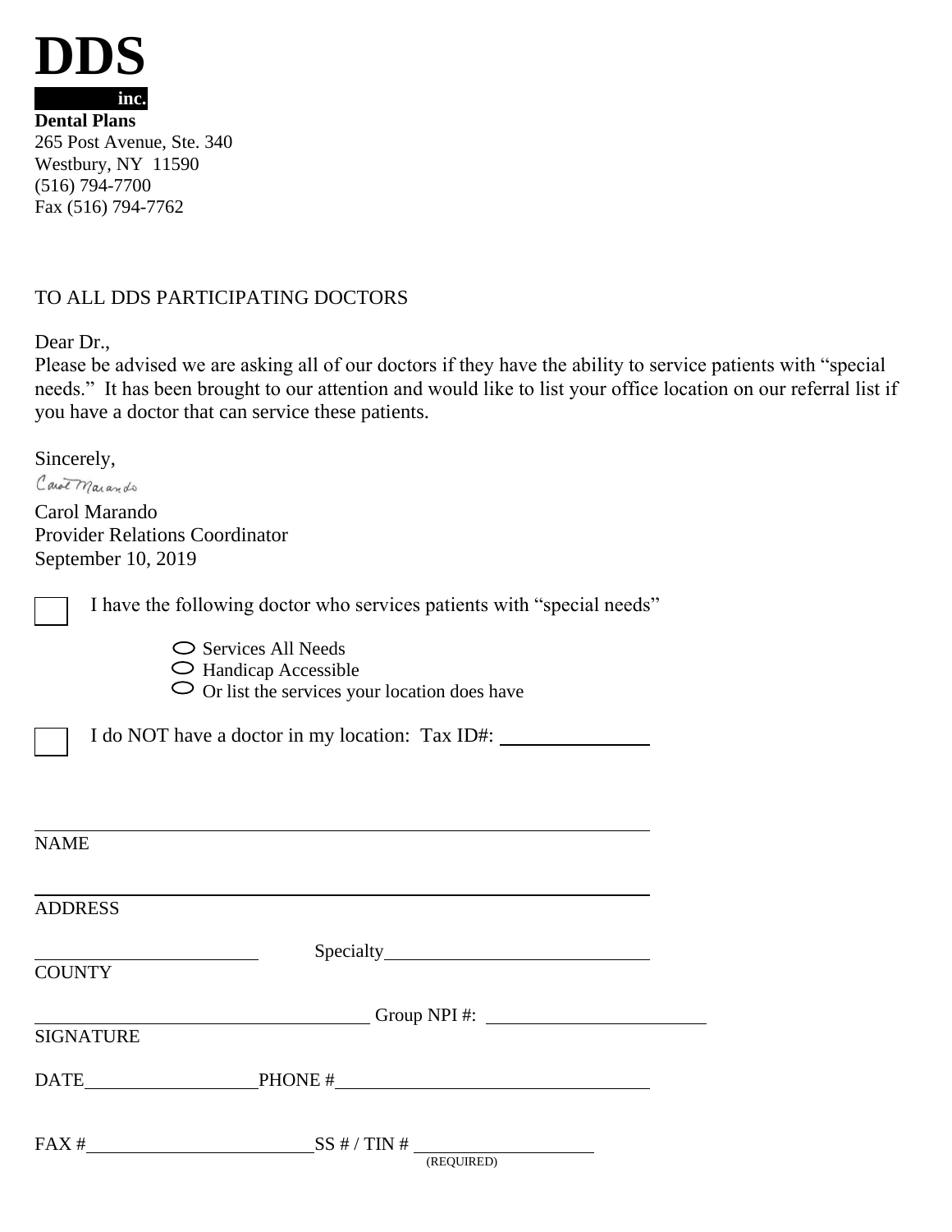# DDS

**inc.**

**Dental Plans**
265 Post Avenue, Ste. 340
Westbury, NY 11590
(516) 794-7700
Fax (516) 794-7762

TO ALL DDS PARTICIPATING DOCTORS

Dear Dr.,
Please be advised we are asking all of our doctors if they have the ability to service patients with "special needs." It has been brought to our attention and would like to list your office location on our referral list if you have a doctor that can service these patients.

Sincerely,

Carol Marando
Provider Relations Coordinator
September 10, 2019

☐ I have the following doctor who services patients with "special needs"

- ○ Services All Needs
- ○ Handicap Accessible
- ○ Or list the services your location does have

☐ I do NOT have a doctor in my location: Tax ID#: ______________

______________________________________________
NAME

______________________________________________
ADDRESS

____________________ Specialty______________________
COUNTY

____________________________ Group NPI #: __________________
SIGNATURE

DATE______________PHONE #__________________________

FAX #____________________SS # / TIN # ________________
(REQUIRED)